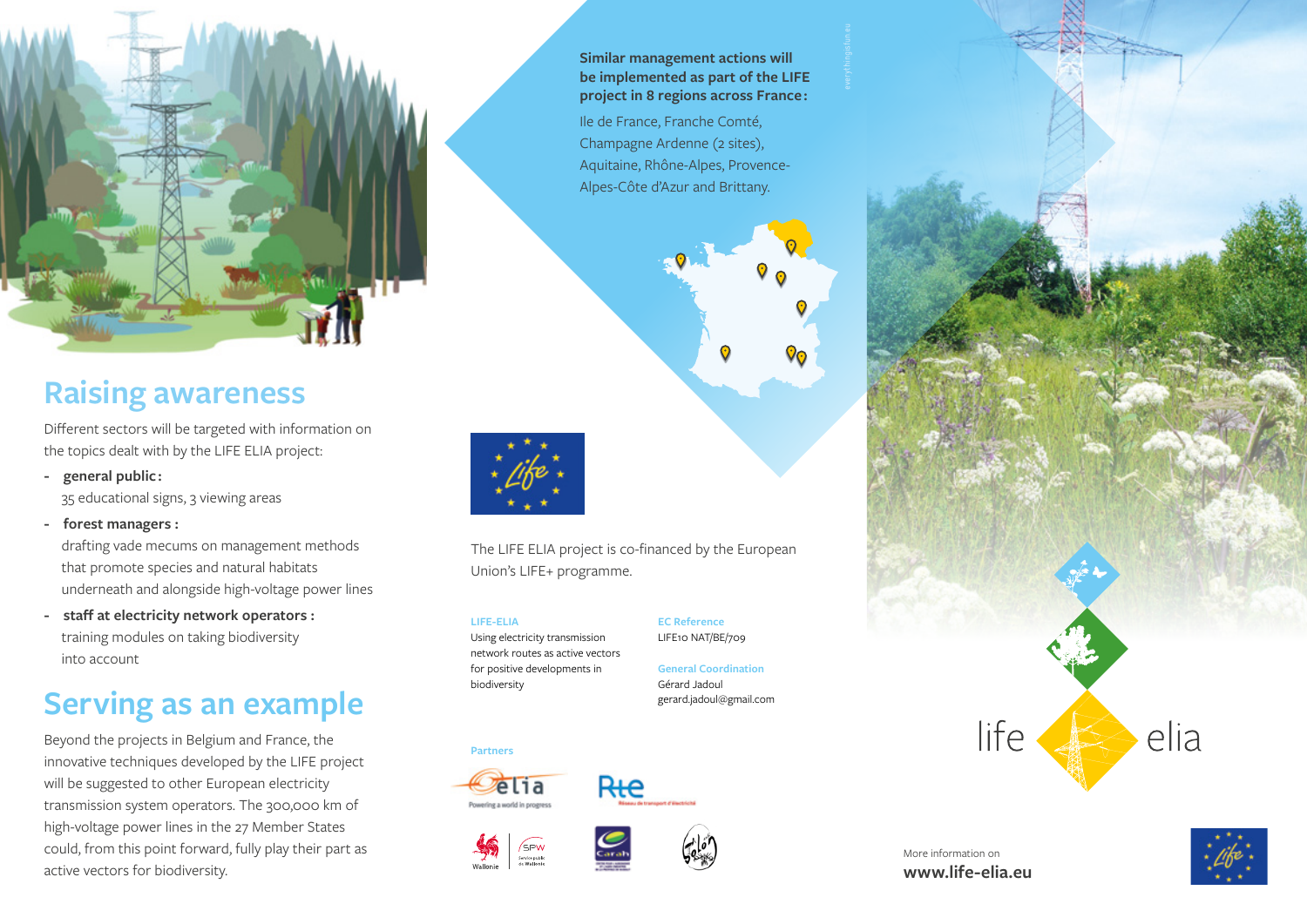## Raising awareness

Different sectors will be targeted with information on the topics dealt with by the LIFE ELIA project:

- **general public:**
  35 educational signs, 3 viewing areas
- **forest managers:**
  drafting vade mecums on management methods that promote species and natural habitats underneath and alongside high-voltage power lines
- **staff at electricity network operators:**
  training modules on taking biodiversity into account

## Serving as an example

Beyond the projects in Belgium and France, the innovative techniques developed by the LIFE project will be suggested to other European electricity transmission system operators. The 300,000 km of high-voltage power lines in the 27 Member States could, from this point forward, fully play their part as active vectors for biodiversity.

**Similar management actions will be implemented as part of the LIFE project in 8 regions across France:**

Ile de France, Franche Comté, Champagne Ardenne (2 sites), Aquitaine, Rhône-Alpes, Provence-Alpes-Côte d'Azur and Brittany.

The LIFE ELIA project is co-financed by the European Union's LIFE+ programme.

**LIFE-ELIA**
Using electricity transmission network routes as active vectors for positive developments in biodiversity

**EC Reference**
LIFE10 NAT/BE/709

**General Coordination**
Gérard Jadoul
gerard.jadoul@gmail.com

**Partners**

elia – Powering a world in progress
Rte – Réseau de transport d'électricité
Wallonie
SPW – Service public de Wallonie
Carah
Solon

life elia

More information on
**www.life-elia.eu**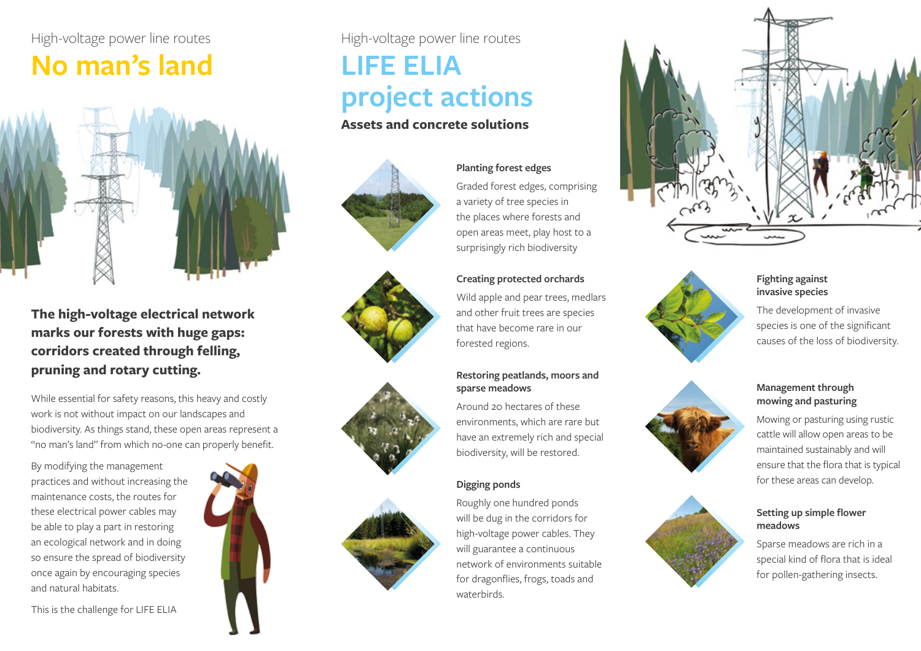High-voltage power line routes

# No man's land

**The high-voltage electrical network marks our forests with huge gaps: corridors created through felling, pruning and rotary cutting.**

While essential for safety reasons, this heavy and costly work is not without impact on our landscapes and biodiversity. As things stand, these open areas represent a "no man's land" from which no-one can properly benefit.

By modifying the management practices and without increasing the maintenance costs, the routes for these electrical power cables may be able to play a part in restoring an ecological network and in doing so ensure the spread of biodiversity once again by encouraging species and natural habitats.

This is the challenge for LIFE ELIA

High-voltage power line routes

# LIFE ELIA project actions

## Assets and concrete solutions

### Planting forest edges

Graded forest edges, comprising a variety of tree species in the places where forests and open areas meet, play host to a surprisingly rich biodiversity

### Creating protected orchards

Wild apple and pear trees, medlars and other fruit trees are species that have become rare in our forested regions.

### Restoring peatlands, moors and sparse meadows

Around 20 hectares of these environments, which are rare but have an extremely rich and special biodiversity, will be restored.

### Digging ponds

Roughly one hundred ponds will be dug in the corridors for high-voltage power cables. They will guarantee a continuous network of environments suitable for dragonflies, frogs, toads and waterbirds.

### Fighting against invasive species

The development of invasive species is one of the significant causes of the loss of biodiversity.

### Management through mowing and pasturing

Mowing or pasturing using rustic cattle will allow open areas to be maintained sustainably and will ensure that the flora that is typical for these areas can develop.

### Setting up simple flower meadows

Sparse meadows are rich in a special kind of flora that is ideal for pollen-gathering insects.